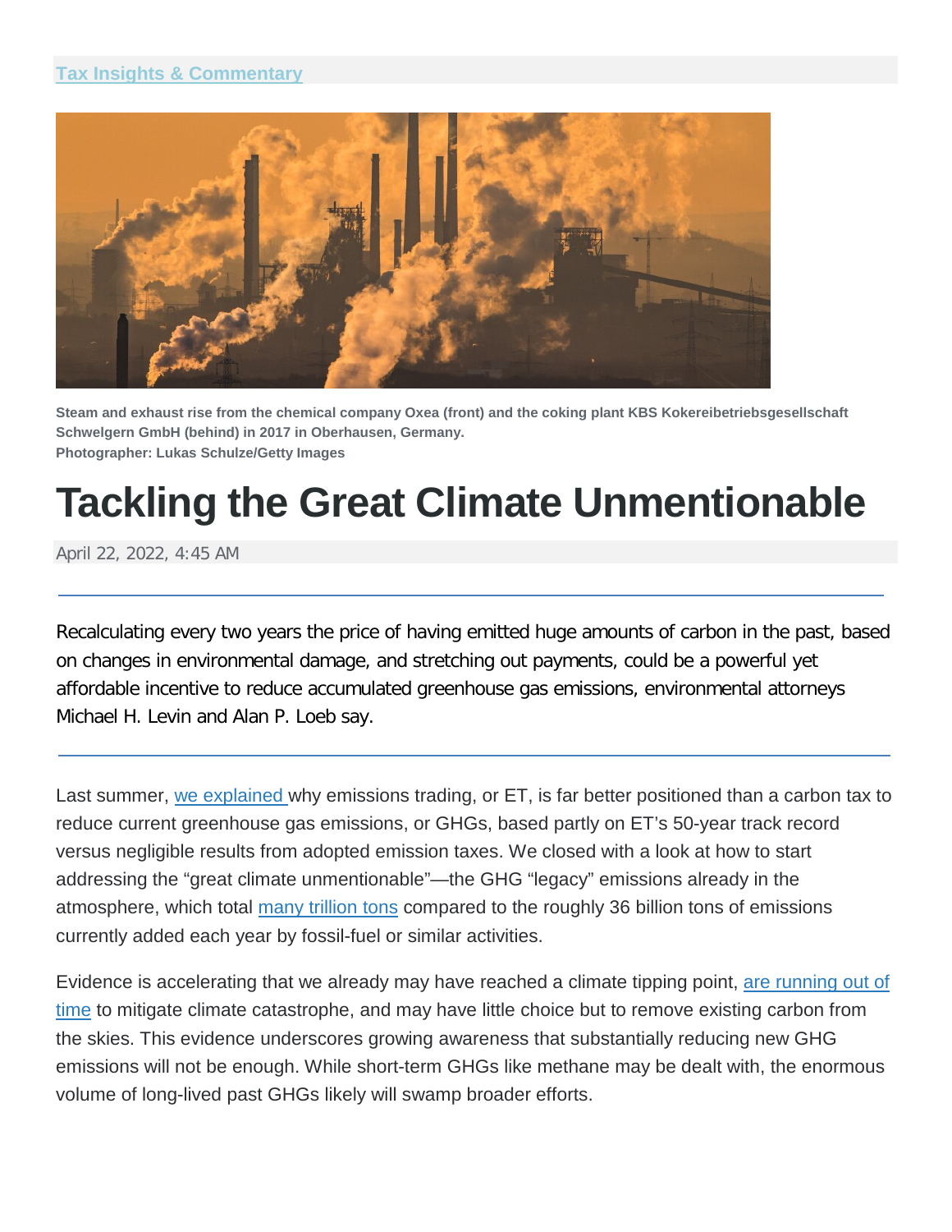Tax Insights & Commentary

Steam and exhaust rise from the chemical company Oxea (front) and the coking plant KBS Kokereibetriebsgesellschaft Schwelgern GmbH (behind) in 2017 in Oberhausen, Germany.
Photographer: Lukas Schulze/Getty Images

# Tackling the Great Climate Unmentionable

April 22, 2022, 4:45 AM

Recalculating every two years the price of having emitted huge amounts of carbon in the past, based on changes in environmental damage, and stretching out payments, could be a powerful yet affordable incentive to reduce accumulated greenhouse gas emissions, environmental attorneys Michael H. Levin and Alan P. Loeb say.

Last summer, we explained why emissions trading, or ET, is far better positioned than a carbon tax to reduce current greenhouse gas emissions, or GHGs, based partly on ET's 50-year track record versus negligible results from adopted emission taxes. We closed with a look at how to start addressing the "great climate unmentionable"—the GHG "legacy" emissions already in the atmosphere, which total many trillion tons compared to the roughly 36 billion tons of emissions currently added each year by fossil-fuel or similar activities.

Evidence is accelerating that we already may have reached a climate tipping point, are running out of time to mitigate climate catastrophe, and may have little choice but to remove existing carbon from the skies. This evidence underscores growing awareness that substantially reducing new GHG emissions will not be enough. While short-term GHGs like methane may be dealt with, the enormous volume of long-lived past GHGs likely will swamp broader efforts.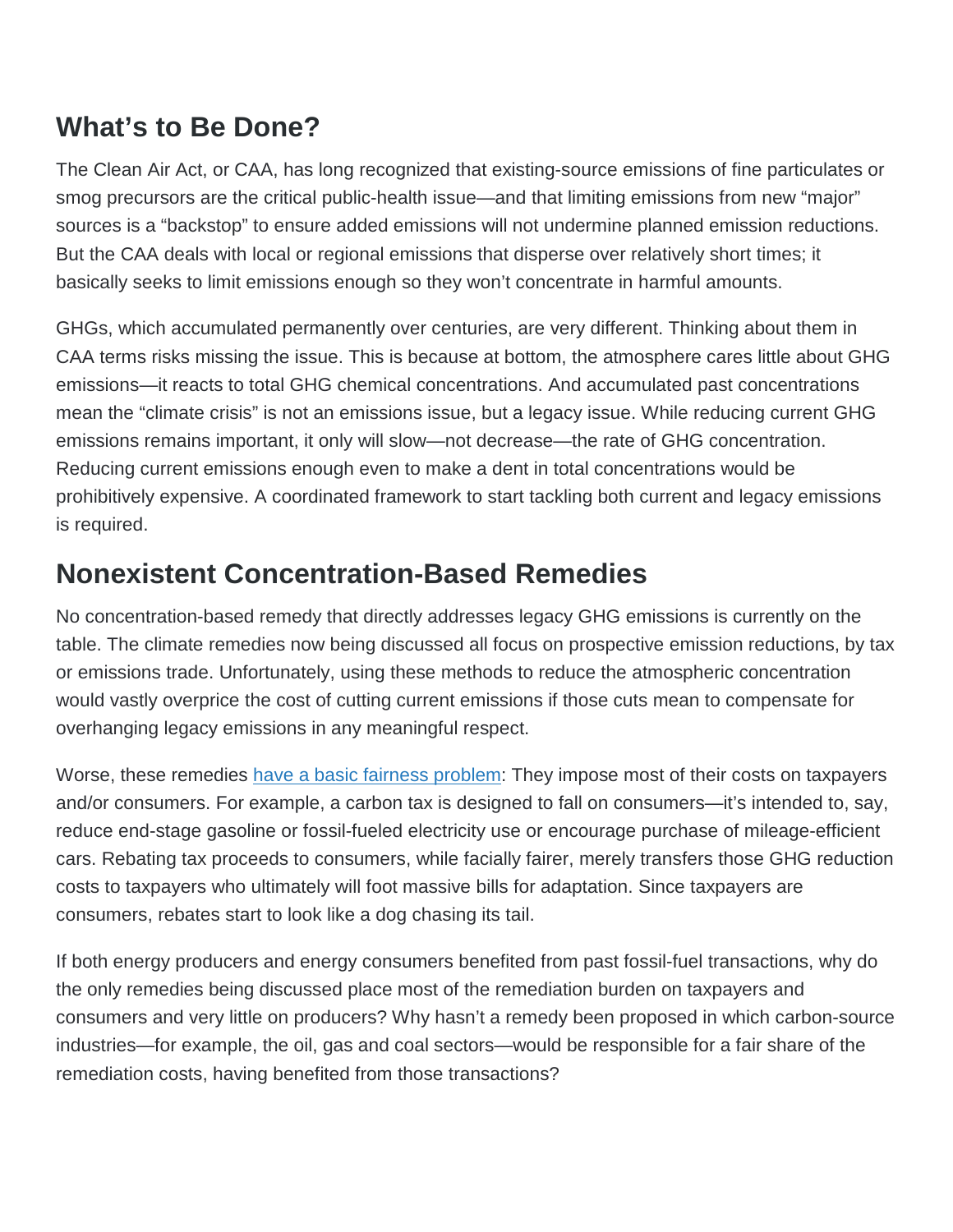## What's to Be Done?

The Clean Air Act, or CAA, has long recognized that existing-source emissions of fine particulates or smog precursors are the critical public-health issue—and that limiting emissions from new "major" sources is a "backstop" to ensure added emissions will not undermine planned emission reductions. But the CAA deals with local or regional emissions that disperse over relatively short times; it basically seeks to limit emissions enough so they won't concentrate in harmful amounts.

GHGs, which accumulated permanently over centuries, are very different. Thinking about them in CAA terms risks missing the issue. This is because at bottom, the atmosphere cares little about GHG emissions—it reacts to total GHG chemical concentrations. And accumulated past concentrations mean the "climate crisis" is not an emissions issue, but a legacy issue. While reducing current GHG emissions remains important, it only will slow—not decrease—the rate of GHG concentration. Reducing current emissions enough even to make a dent in total concentrations would be prohibitively expensive. A coordinated framework to start tackling both current and legacy emissions is required.

## Nonexistent Concentration-Based Remedies

No concentration-based remedy that directly addresses legacy GHG emissions is currently on the table. The climate remedies now being discussed all focus on prospective emission reductions, by tax or emissions trade. Unfortunately, using these methods to reduce the atmospheric concentration would vastly overprice the cost of cutting current emissions if those cuts mean to compensate for overhanging legacy emissions in any meaningful respect.

Worse, these remedies have a basic fairness problem: They impose most of their costs on taxpayers and/or consumers. For example, a carbon tax is designed to fall on consumers—it's intended to, say, reduce end-stage gasoline or fossil-fueled electricity use or encourage purchase of mileage-efficient cars. Rebating tax proceeds to consumers, while facially fairer, merely transfers those GHG reduction costs to taxpayers who ultimately will foot massive bills for adaptation. Since taxpayers are consumers, rebates start to look like a dog chasing its tail.

If both energy producers and energy consumers benefited from past fossil-fuel transactions, why do the only remedies being discussed place most of the remediation burden on taxpayers and consumers and very little on producers? Why hasn't a remedy been proposed in which carbon-source industries—for example, the oil, gas and coal sectors—would be responsible for a fair share of the remediation costs, having benefited from those transactions?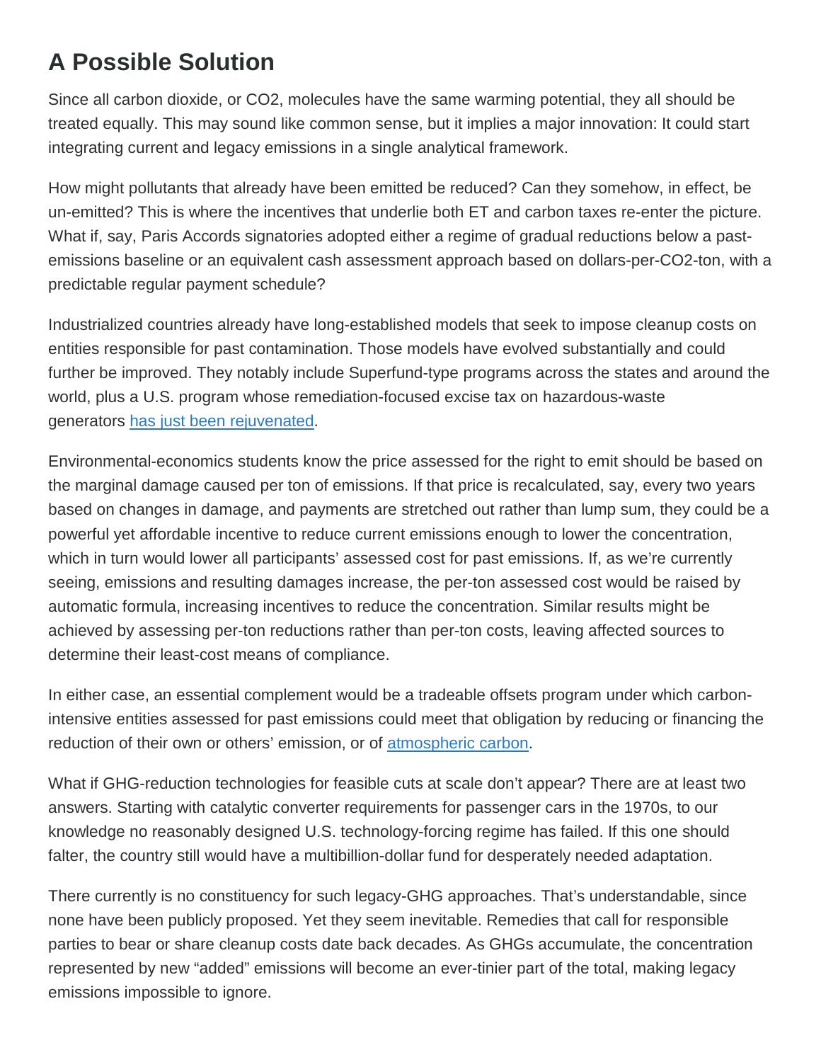## A Possible Solution

Since all carbon dioxide, or $CO_2$, molecules have the same warming potential, they all should be treated equally. This may sound like common sense, but it implies a major innovation: It could start integrating current and legacy emissions in a single analytical framework.

How might pollutants that already have been emitted be reduced? Can they somehow, in effect, be un-emitted? This is where the incentives that underlie both ET and carbon taxes re-enter the picture. What if, say, Paris Accords signatories adopted either a regime of gradual reductions below a past-emissions baseline or an equivalent cash assessment approach based on dollars-per-$CO_2$-ton, with a predictable regular payment schedule?

Industrialized countries already have long-established models that seek to impose cleanup costs on entities responsible for past contamination. Those models have evolved substantially and could further be improved. They notably include Superfund-type programs across the states and around the world, plus a U.S. program whose remediation-focused excise tax on hazardous-waste generators [has just been rejuvenated](#).

Environmental-economics students know the price assessed for the right to emit should be based on the marginal damage caused per ton of emissions. If that price is recalculated, say, every two years based on changes in damage, and payments are stretched out rather than lump sum, they could be a powerful yet affordable incentive to reduce current emissions enough to lower the concentration, which in turn would lower all participants' assessed cost for past emissions. If, as we're currently seeing, emissions and resulting damages increase, the per-ton assessed cost would be raised by automatic formula, increasing incentives to reduce the concentration. Similar results might be achieved by assessing per-ton reductions rather than per-ton costs, leaving affected sources to determine their least-cost means of compliance.

In either case, an essential complement would be a tradeable offsets program under which carbon-intensive entities assessed for past emissions could meet that obligation by reducing or financing the reduction of their own or others' emission, or of [atmospheric carbon](#).

What if GHG-reduction technologies for feasible cuts at scale don't appear? There are at least two answers. Starting with catalytic converter requirements for passenger cars in the 1970s, to our knowledge no reasonably designed U.S. technology-forcing regime has failed. If this one should falter, the country still would have a multibillion-dollar fund for desperately needed adaptation.

There currently is no constituency for such legacy-GHG approaches. That's understandable, since none have been publicly proposed. Yet they seem inevitable. Remedies that call for responsible parties to bear or share cleanup costs date back decades. As GHGs accumulate, the concentration represented by new "added" emissions will become an ever-tinier part of the total, making legacy emissions impossible to ignore.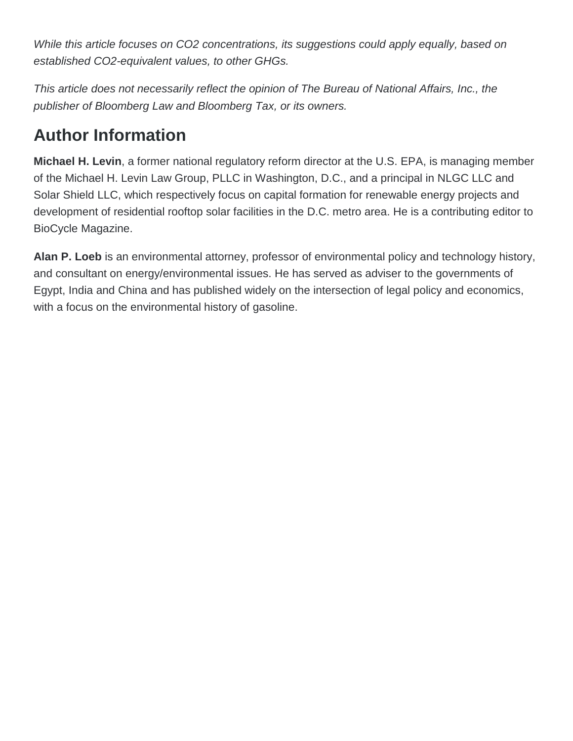*While this article focuses on $CO_2$ concentrations, its suggestions could apply equally, based on established $CO_2$-equivalent values, to other GHGs.*

*This article does not necessarily reflect the opinion of The Bureau of National Affairs, Inc., the publisher of Bloomberg Law and Bloomberg Tax, or its owners.*

## Author Information

**Michael H. Levin**, a former national regulatory reform director at the U.S. EPA, is managing member of the Michael H. Levin Law Group, PLLC in Washington, D.C., and a principal in NLGC LLC and Solar Shield LLC, which respectively focus on capital formation for renewable energy projects and development of residential rooftop solar facilities in the D.C. metro area. He is a contributing editor to BioCycle Magazine.

**Alan P. Loeb** is an environmental attorney, professor of environmental policy and technology history, and consultant on energy/environmental issues. He has served as adviser to the governments of Egypt, India and China and has published widely on the intersection of legal policy and economics, with a focus on the environmental history of gasoline.